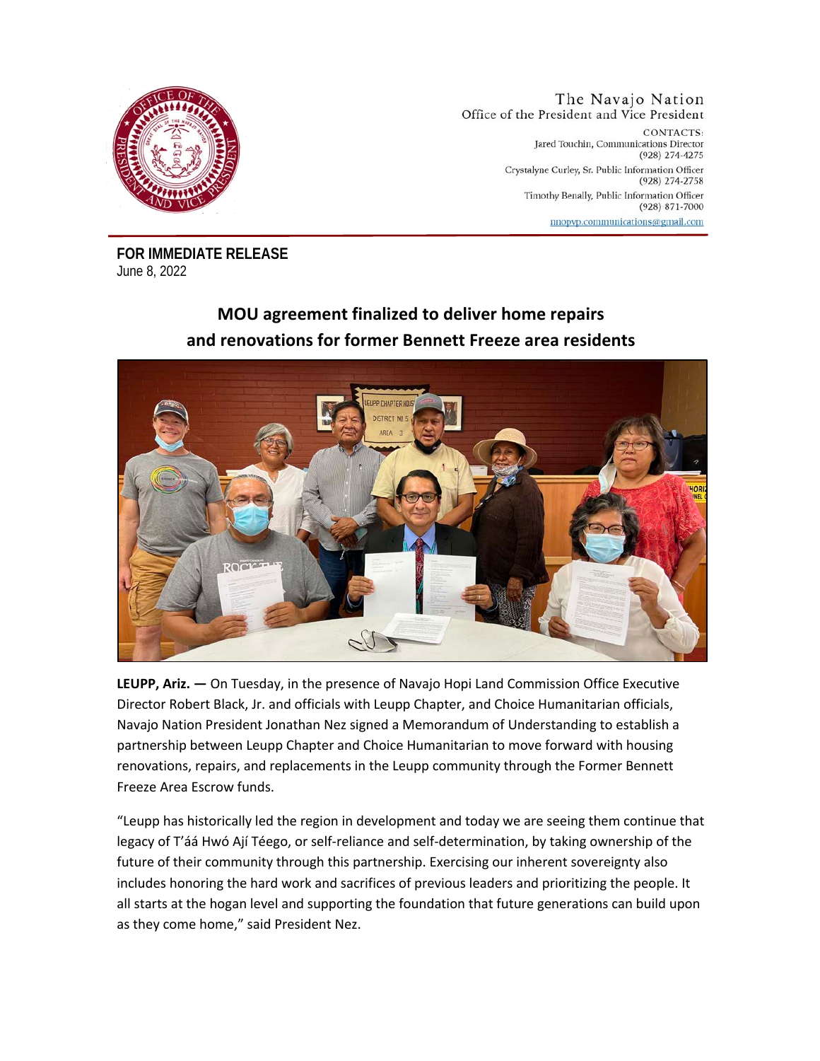The Navajo Nation
Office of the President and Vice President

CONTACTS:
Jared Touchin, Communications Director
(928) 274-4275
Crystalyne Curley, Sr. Public Information Officer
(928) 274-2758
Timothy Benally, Public Information Officer
(928) 871-7000
nnopvp.communications@gmail.com

**FOR IMMEDIATE RELEASE**
June 8, 2022

# MOU agreement finalized to deliver home repairs and renovations for former Bennett Freeze area residents

**LEUPP, Ariz. —** On Tuesday, in the presence of Navajo Hopi Land Commission Office Executive Director Robert Black, Jr. and officials with Leupp Chapter, and Choice Humanitarian officials, Navajo Nation President Jonathan Nez signed a Memorandum of Understanding to establish a partnership between Leupp Chapter and Choice Humanitarian to move forward with housing renovations, repairs, and replacements in the Leupp community through the Former Bennett Freeze Area Escrow funds.

"Leupp has historically led the region in development and today we are seeing them continue that legacy of T'áá Hwó Ají Téego, or self-reliance and self-determination, by taking ownership of the future of their community through this partnership. Exercising our inherent sovereignty also includes honoring the hard work and sacrifices of previous leaders and prioritizing the people. It all starts at the hogan level and supporting the foundation that future generations can build upon as they come home," said President Nez.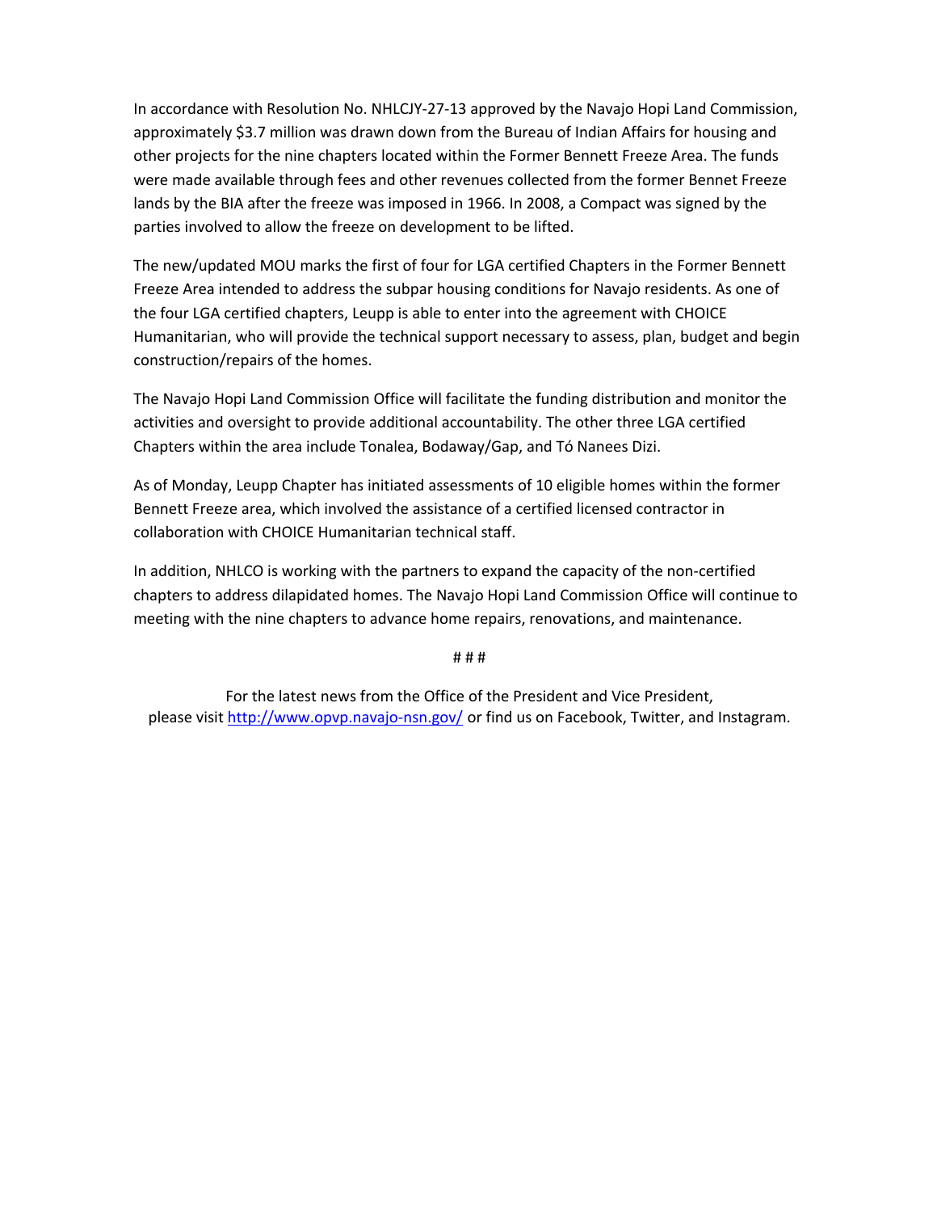In accordance with Resolution No. NHLCJY-27-13 approved by the Navajo Hopi Land Commission, approximately $3.7 million was drawn down from the Bureau of Indian Affairs for housing and other projects for the nine chapters located within the Former Bennett Freeze Area. The funds were made available through fees and other revenues collected from the former Bennet Freeze lands by the BIA after the freeze was imposed in 1966. In 2008, a Compact was signed by the parties involved to allow the freeze on development to be lifted.

The new/updated MOU marks the first of four for LGA certified Chapters in the Former Bennett Freeze Area intended to address the subpar housing conditions for Navajo residents. As one of the four LGA certified chapters, Leupp is able to enter into the agreement with CHOICE Humanitarian, who will provide the technical support necessary to assess, plan, budget and begin construction/repairs of the homes.

The Navajo Hopi Land Commission Office will facilitate the funding distribution and monitor the activities and oversight to provide additional accountability. The other three LGA certified Chapters within the area include Tonalea, Bodaway/Gap, and Tó Nanees Dizi.

As of Monday, Leupp Chapter has initiated assessments of 10 eligible homes within the former Bennett Freeze area, which involved the assistance of a certified licensed contractor in collaboration with CHOICE Humanitarian technical staff.

In addition, NHLCO is working with the partners to expand the capacity of the non-certified chapters to address dilapidated homes. The Navajo Hopi Land Commission Office will continue to meeting with the nine chapters to advance home repairs, renovations, and maintenance.

# # #

For the latest news from the Office of the President and Vice President, please visit http://www.opvp.navajo-nsn.gov/ or find us on Facebook, Twitter, and Instagram.